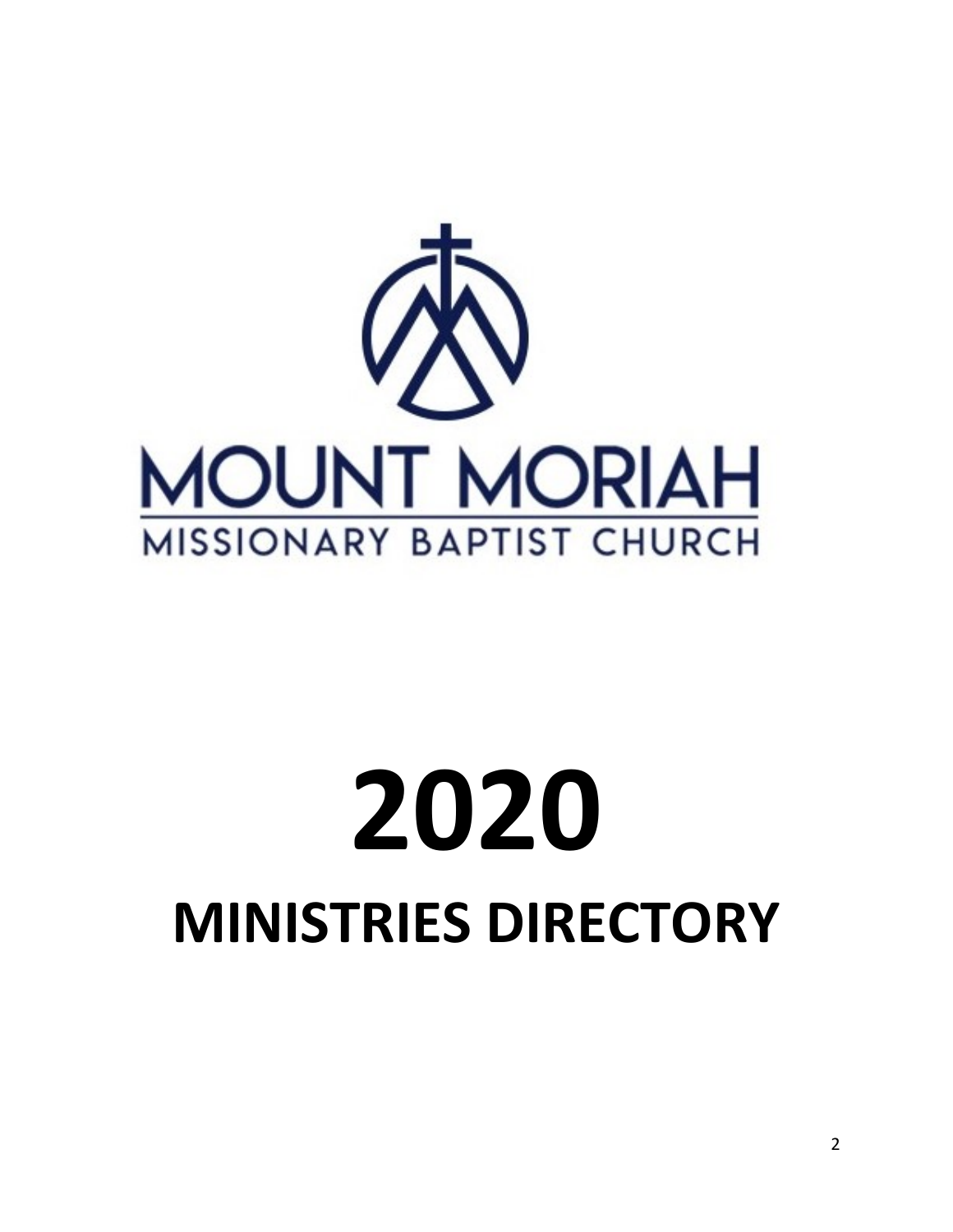MOUNT MORIAH

MISSIONARY BAPTIST CHURCH

# 2020

# MINISTRIES DIRECTORY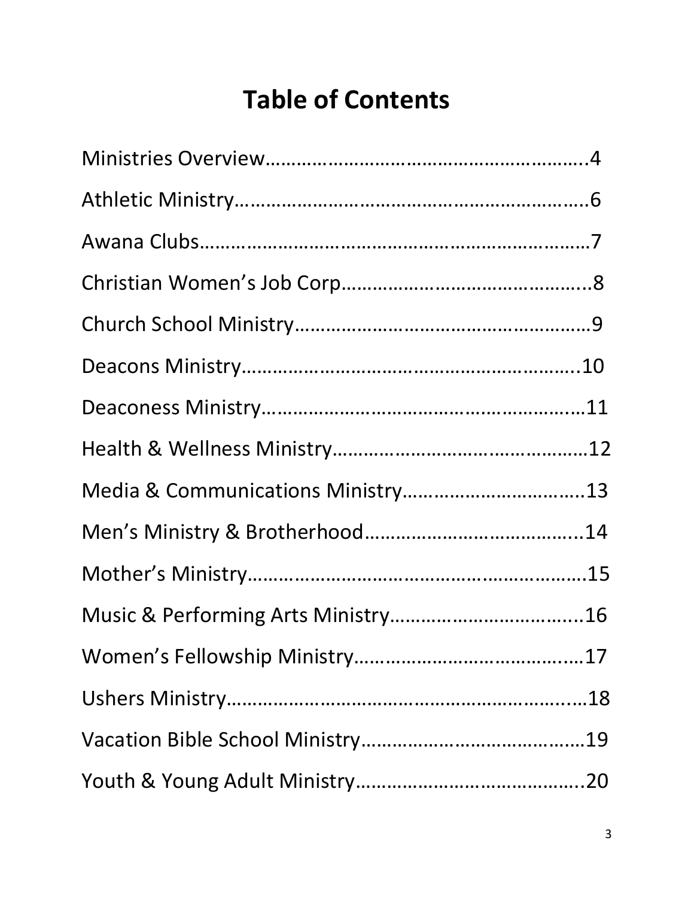# Table of Contents

Ministries Overview…………………………………………………….4

Athletic Ministry……………………………………………………….6

Awana Clubs……………………………………………………………7

Christian Women's Job Corp………………………………………..8

Church School Ministry………………………………………………9

Deacons Ministry…………………………………………………….10

Deaconess Ministry………………………………………………….11

Health & Wellness Ministry………………………………………12

Media & Communications Ministry…………………………….13

Men's Ministry & Brotherhood…………………………………..14

Mother's Ministry…………………………………………………….15

Music & Performing Arts Ministry……………………………...16

Women's Fellowship Ministry……………………………………17

Ushers Ministry……………………………………………………….18

Vacation Bible School Ministry………………………………….19

Youth & Young Adult Ministry……………………………………20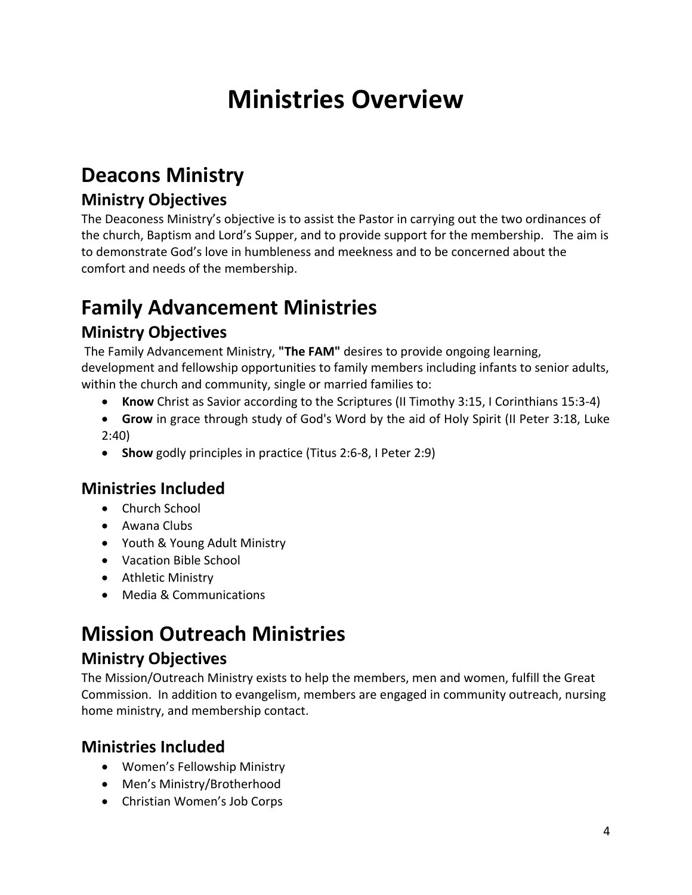# Ministries Overview

## Deacons Ministry

### Ministry Objectives

The Deaconess Ministry's objective is to assist the Pastor in carrying out the two ordinances of the church, Baptism and Lord's Supper, and to provide support for the membership. The aim is to demonstrate God's love in humbleness and meekness and to be concerned about the comfort and needs of the membership.

## Family Advancement Ministries

### Ministry Objectives

The Family Advancement Ministry, **"The FAM"** desires to provide ongoing learning, development and fellowship opportunities to family members including infants to senior adults, within the church and community, single or married families to:

- **Know** Christ as Savior according to the Scriptures (II Timothy 3:15, I Corinthians 15:3-4)
- **Grow** in grace through study of God's Word by the aid of Holy Spirit (II Peter 3:18, Luke 2:40)
- **Show** godly principles in practice (Titus 2:6-8, I Peter 2:9)

### Ministries Included

- Church School
- Awana Clubs
- Youth & Young Adult Ministry
- Vacation Bible School
- Athletic Ministry
- Media & Communications

## Mission Outreach Ministries

### Ministry Objectives

The Mission/Outreach Ministry exists to help the members, men and women, fulfill the Great Commission. In addition to evangelism, members are engaged in community outreach, nursing home ministry, and membership contact.

### Ministries Included

- Women's Fellowship Ministry
- Men's Ministry/Brotherhood
- Christian Women's Job Corps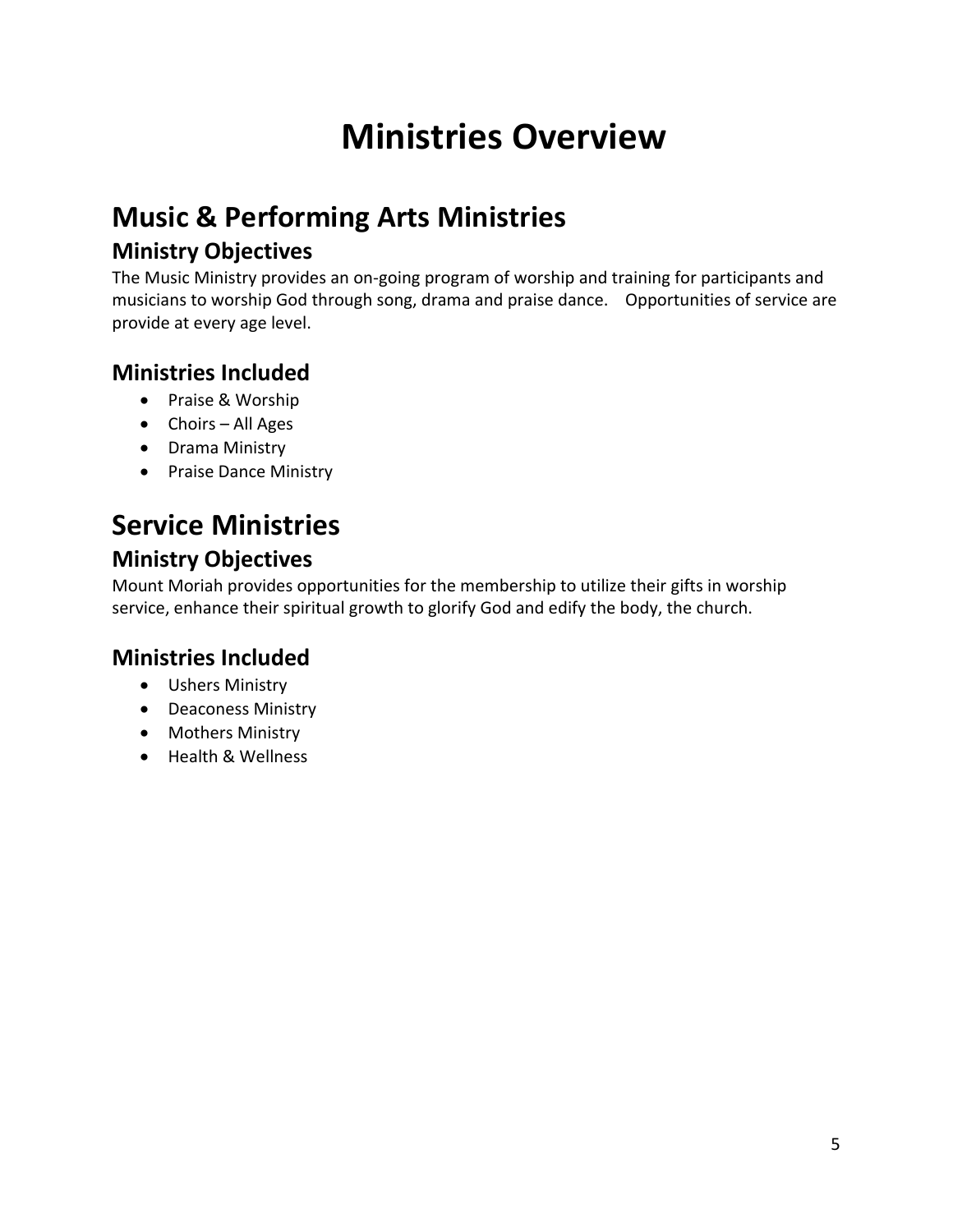# Ministries Overview

## Music & Performing Arts Ministries

### Ministry Objectives

The Music Ministry provides an on-going program of worship and training for participants and musicians to worship God through song, drama and praise dance. Opportunities of service are provide at every age level.

### Ministries Included

- Praise & Worship
- Choirs – All Ages
- Drama Ministry
- Praise Dance Ministry

## Service Ministries

### Ministry Objectives

Mount Moriah provides opportunities for the membership to utilize their gifts in worship service, enhance their spiritual growth to glorify God and edify the body, the church.

### Ministries Included

- Ushers Ministry
- Deaconess Ministry
- Mothers Ministry
- Health & Wellness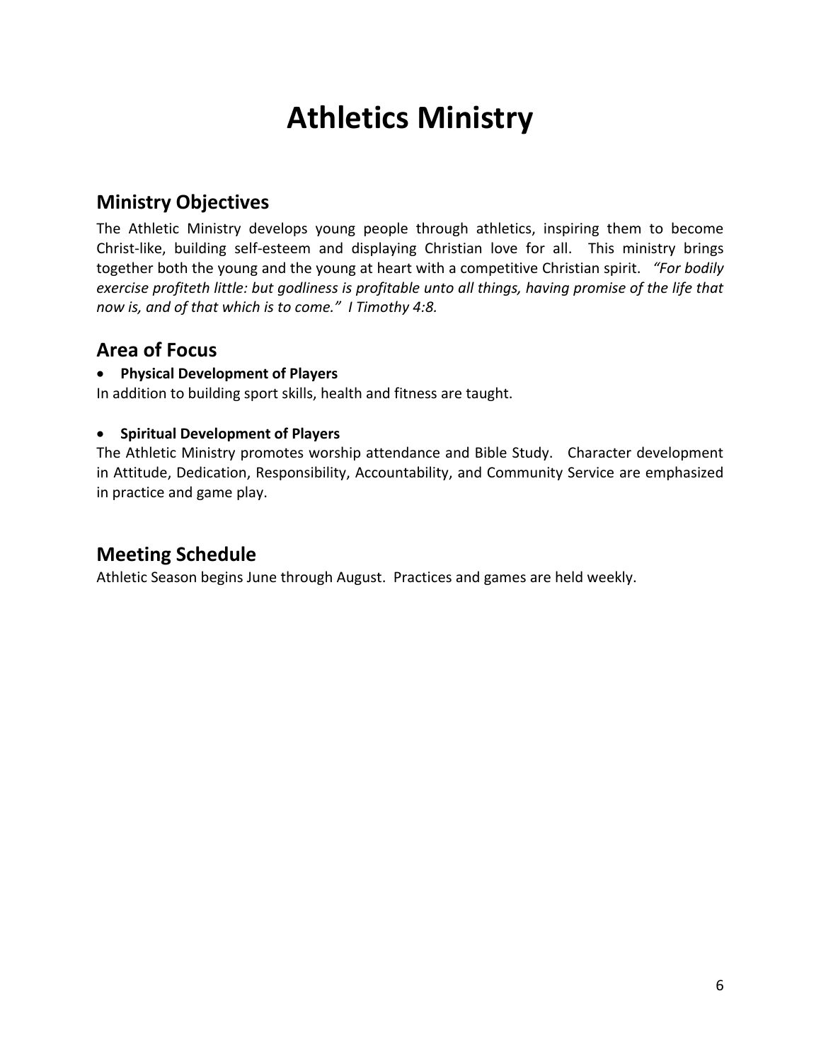# Athletics Ministry

## Ministry Objectives

The Athletic Ministry develops young people through athletics, inspiring them to become Christ-like, building self-esteem and displaying Christian love for all. This ministry brings together both the young and the young at heart with a competitive Christian spirit. *"For bodily exercise profiteth little: but godliness is profitable unto all things, having promise of the life that now is, and of that which is to come." I Timothy 4:8.*

## Area of Focus

- **Physical Development of Players**

In addition to building sport skills, health and fitness are taught.

- **Spiritual Development of Players**

The Athletic Ministry promotes worship attendance and Bible Study. Character development in Attitude, Dedication, Responsibility, Accountability, and Community Service are emphasized in practice and game play.

## Meeting Schedule

Athletic Season begins June through August. Practices and games are held weekly.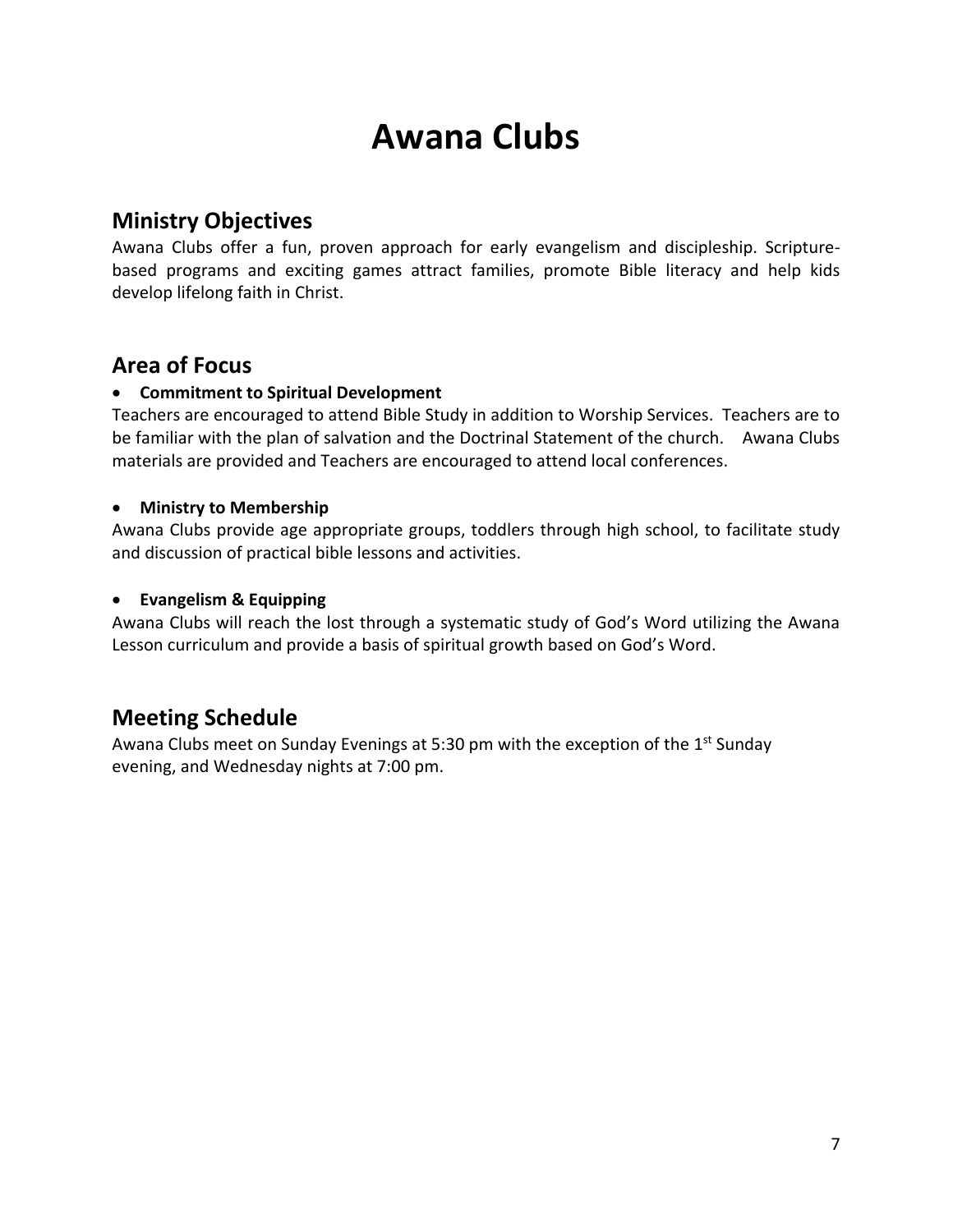# Awana Clubs

## Ministry Objectives

Awana Clubs offer a fun, proven approach for early evangelism and discipleship. Scripture-based programs and exciting games attract families, promote Bible literacy and help kids develop lifelong faith in Christ.

## Area of Focus

- **Commitment to Spiritual Development**

Teachers are encouraged to attend Bible Study in addition to Worship Services. Teachers are to be familiar with the plan of salvation and the Doctrinal Statement of the church. Awana Clubs materials are provided and Teachers are encouraged to attend local conferences.

- **Ministry to Membership**

Awana Clubs provide age appropriate groups, toddlers through high school, to facilitate study and discussion of practical bible lessons and activities.

- **Evangelism & Equipping**

Awana Clubs will reach the lost through a systematic study of God's Word utilizing the Awana Lesson curriculum and provide a basis of spiritual growth based on God's Word.

## Meeting Schedule

Awana Clubs meet on Sunday Evenings at 5:30 pm with the exception of the 1st Sunday evening, and Wednesday nights at 7:00 pm.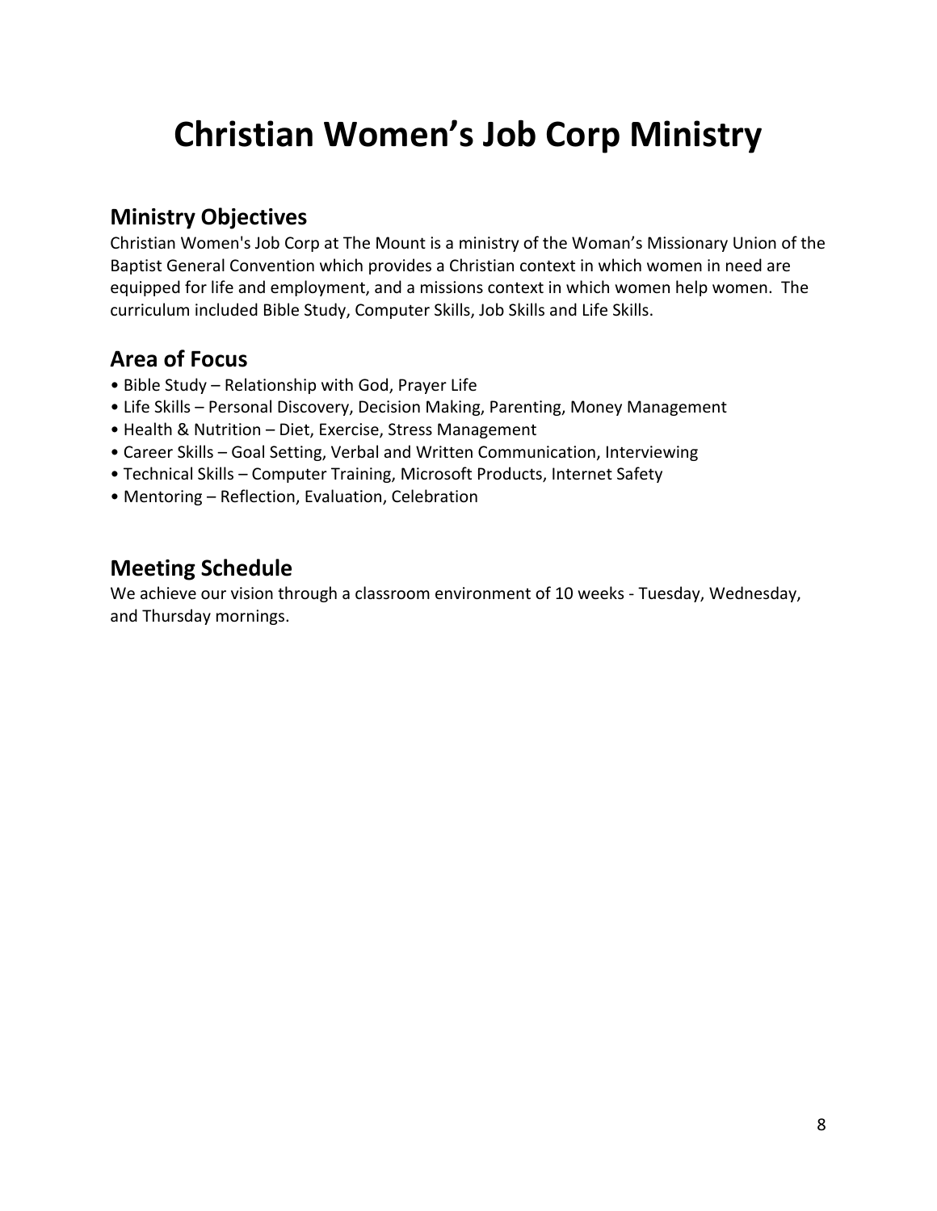# Christian Women's Job Corp Ministry

## Ministry Objectives

Christian Women's Job Corp at The Mount is a ministry of the Woman's Missionary Union of the Baptist General Convention which provides a Christian context in which women in need are equipped for life and employment, and a missions context in which women help women. The curriculum included Bible Study, Computer Skills, Job Skills and Life Skills.

## Area of Focus

- Bible Study – Relationship with God, Prayer Life
- Life Skills – Personal Discovery, Decision Making, Parenting, Money Management
- Health & Nutrition – Diet, Exercise, Stress Management
- Career Skills – Goal Setting, Verbal and Written Communication, Interviewing
- Technical Skills – Computer Training, Microsoft Products, Internet Safety
- Mentoring – Reflection, Evaluation, Celebration

## Meeting Schedule

We achieve our vision through a classroom environment of 10 weeks - Tuesday, Wednesday, and Thursday mornings.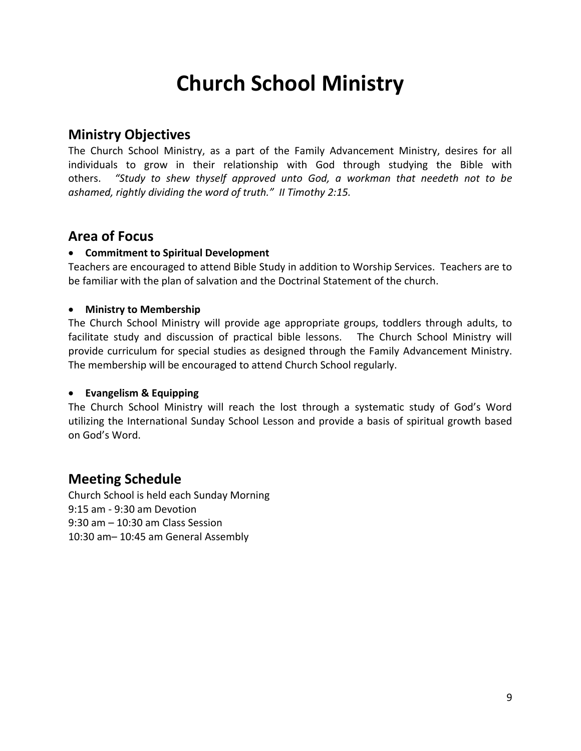# Church School Ministry

## Ministry Objectives

The Church School Ministry, as a part of the Family Advancement Ministry, desires for all individuals to grow in their relationship with God through studying the Bible with others. *"Study to shew thyself approved unto God, a workman that needeth not to be ashamed, rightly dividing the word of truth." II Timothy 2:15.*

## Area of Focus

- **Commitment to Spiritual Development**

Teachers are encouraged to attend Bible Study in addition to Worship Services. Teachers are to be familiar with the plan of salvation and the Doctrinal Statement of the church.

- **Ministry to Membership**

The Church School Ministry will provide age appropriate groups, toddlers through adults, to facilitate study and discussion of practical bible lessons. The Church School Ministry will provide curriculum for special studies as designed through the Family Advancement Ministry. The membership will be encouraged to attend Church School regularly.

- **Evangelism & Equipping**

The Church School Ministry will reach the lost through a systematic study of God's Word utilizing the International Sunday School Lesson and provide a basis of spiritual growth based on God's Word.

## Meeting Schedule

Church School is held each Sunday Morning
9:15 am - 9:30 am Devotion
9:30 am – 10:30 am Class Session
10:30 am– 10:45 am General Assembly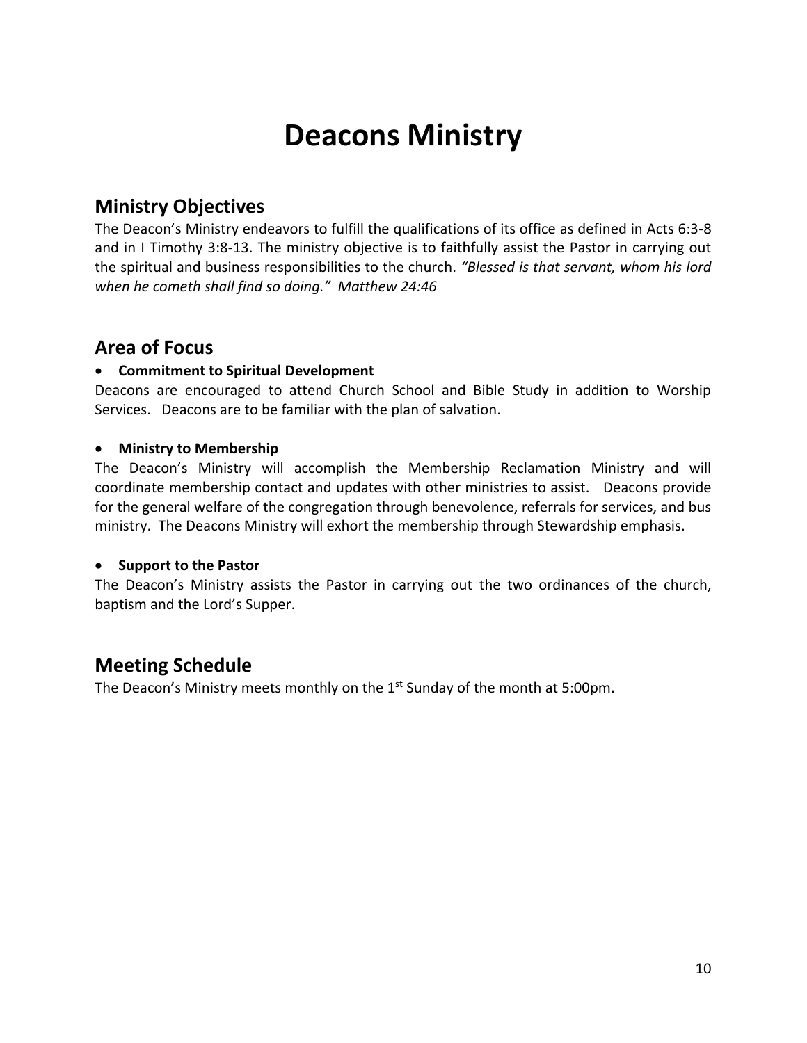# Deacons Ministry

## Ministry Objectives

The Deacon's Ministry endeavors to fulfill the qualifications of its office as defined in Acts 6:3-8 and in I Timothy 3:8-13. The ministry objective is to faithfully assist the Pastor in carrying out the spiritual and business responsibilities to the church. *"Blessed is that servant, whom his lord when he cometh shall find so doing." Matthew 24:46*

## Area of Focus

- **Commitment to Spiritual Development**

Deacons are encouraged to attend Church School and Bible Study in addition to Worship Services. Deacons are to be familiar with the plan of salvation.

- **Ministry to Membership**

The Deacon's Ministry will accomplish the Membership Reclamation Ministry and will coordinate membership contact and updates with other ministries to assist. Deacons provide for the general welfare of the congregation through benevolence, referrals for services, and bus ministry. The Deacons Ministry will exhort the membership through Stewardship emphasis.

- **Support to the Pastor**

The Deacon's Ministry assists the Pastor in carrying out the two ordinances of the church, baptism and the Lord's Supper.

## Meeting Schedule

The Deacon's Ministry meets monthly on the 1st Sunday of the month at 5:00pm.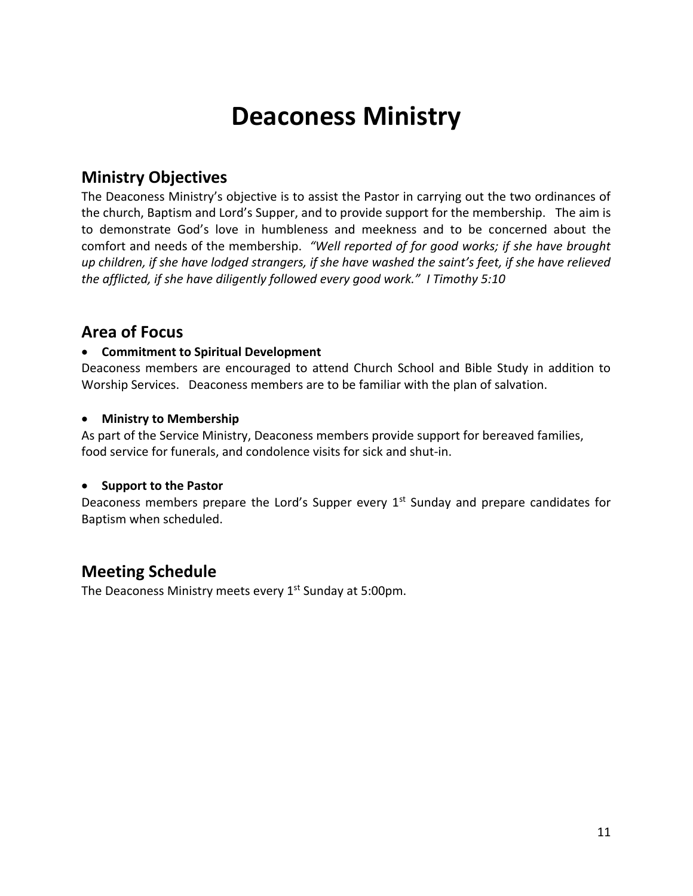# Deaconess Ministry

## Ministry Objectives

The Deaconess Ministry's objective is to assist the Pastor in carrying out the two ordinances of the church, Baptism and Lord's Supper, and to provide support for the membership. The aim is to demonstrate God's love in humbleness and meekness and to be concerned about the comfort and needs of the membership. *"Well reported of for good works; if she have brought up children, if she have lodged strangers, if she have washed the saint's feet, if she have relieved the afflicted, if she have diligently followed every good work." I Timothy 5:10*

## Area of Focus

- **Commitment to Spiritual Development**

Deaconess members are encouraged to attend Church School and Bible Study in addition to Worship Services. Deaconess members are to be familiar with the plan of salvation.

- **Ministry to Membership**

As part of the Service Ministry, Deaconess members provide support for bereaved families, food service for funerals, and condolence visits for sick and shut-in.

- **Support to the Pastor**

Deaconess members prepare the Lord's Supper every 1st Sunday and prepare candidates for Baptism when scheduled.

## Meeting Schedule

The Deaconess Ministry meets every 1st Sunday at 5:00pm.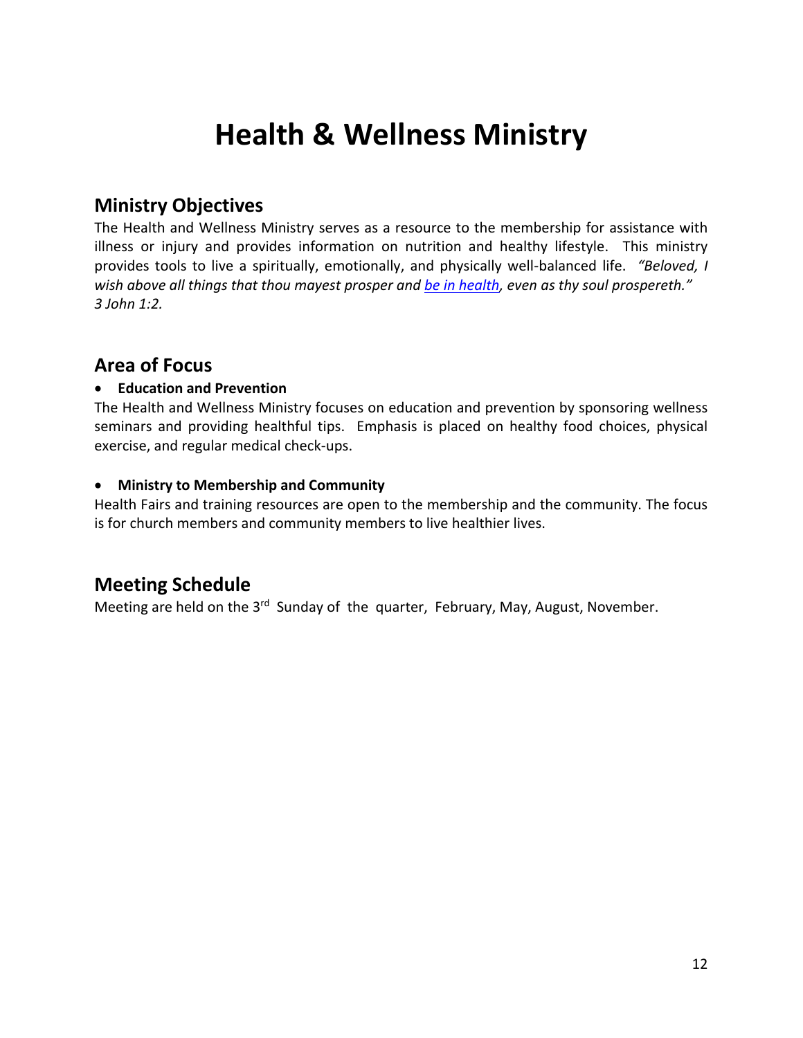# Health & Wellness Ministry

## Ministry Objectives

The Health and Wellness Ministry serves as a resource to the membership for assistance with illness or injury and provides information on nutrition and healthy lifestyle. This ministry provides tools to live a spiritually, emotionally, and physically well-balanced life. *"Beloved, I wish above all things that thou mayest prosper and be in health, even as thy soul prospereth." 3 John 1:2.*

## Area of Focus

- **Education and Prevention**

The Health and Wellness Ministry focuses on education and prevention by sponsoring wellness seminars and providing healthful tips. Emphasis is placed on healthy food choices, physical exercise, and regular medical check-ups.

- **Ministry to Membership and Community**

Health Fairs and training resources are open to the membership and the community. The focus is for church members and community members to live healthier lives.

## Meeting Schedule

Meeting are held on the 3rd Sunday of the quarter, February, May, August, November.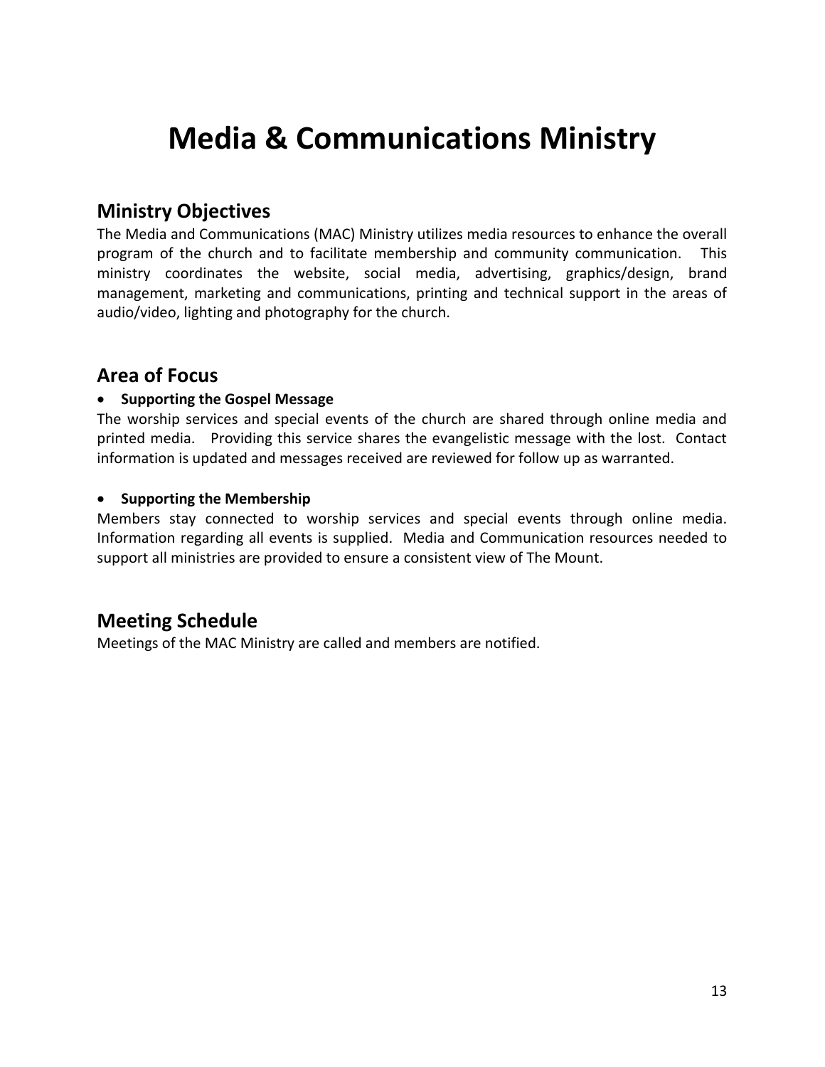# Media & Communications Ministry

## Ministry Objectives

The Media and Communications (MAC) Ministry utilizes media resources to enhance the overall program of the church and to facilitate membership and community communication. This ministry coordinates the website, social media, advertising, graphics/design, brand management, marketing and communications, printing and technical support in the areas of audio/video, lighting and photography for the church.

## Area of Focus

- **Supporting the Gospel Message**

The worship services and special events of the church are shared through online media and printed media. Providing this service shares the evangelistic message with the lost. Contact information is updated and messages received are reviewed for follow up as warranted.

- **Supporting the Membership**

Members stay connected to worship services and special events through online media. Information regarding all events is supplied. Media and Communication resources needed to support all ministries are provided to ensure a consistent view of The Mount.

## Meeting Schedule

Meetings of the MAC Ministry are called and members are notified.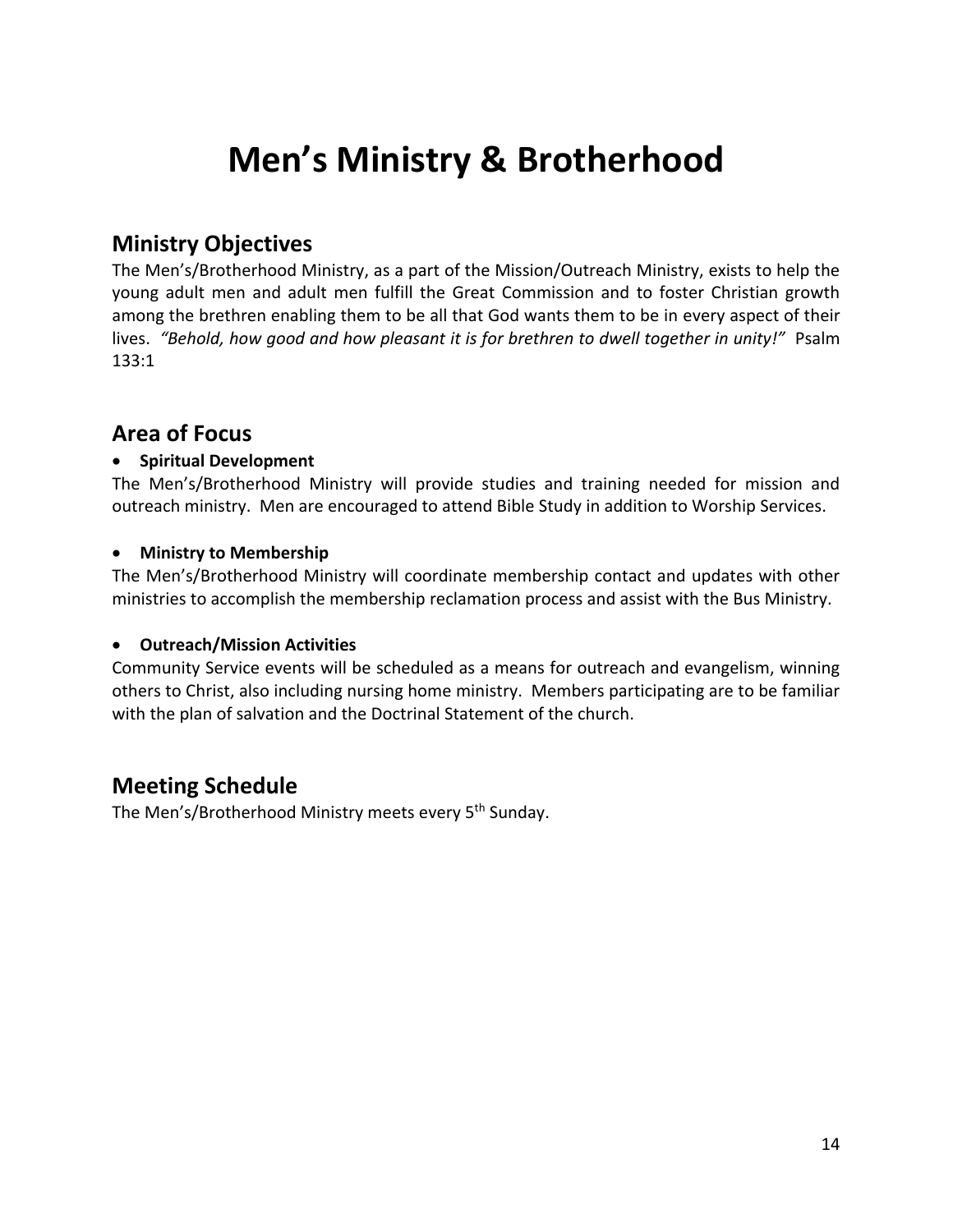# Men's Ministry & Brotherhood

## Ministry Objectives

The Men's/Brotherhood Ministry, as a part of the Mission/Outreach Ministry, exists to help the young adult men and adult men fulfill the Great Commission and to foster Christian growth among the brethren enabling them to be all that God wants them to be in every aspect of their lives. *"Behold, how good and how pleasant it is for brethren to dwell together in unity!"* Psalm 133:1

## Area of Focus

- **Spiritual Development**

The Men's/Brotherhood Ministry will provide studies and training needed for mission and outreach ministry. Men are encouraged to attend Bible Study in addition to Worship Services.

- **Ministry to Membership**

The Men's/Brotherhood Ministry will coordinate membership contact and updates with other ministries to accomplish the membership reclamation process and assist with the Bus Ministry.

- **Outreach/Mission Activities**

Community Service events will be scheduled as a means for outreach and evangelism, winning others to Christ, also including nursing home ministry. Members participating are to be familiar with the plan of salvation and the Doctrinal Statement of the church.

## Meeting Schedule

The Men's/Brotherhood Ministry meets every 5th Sunday.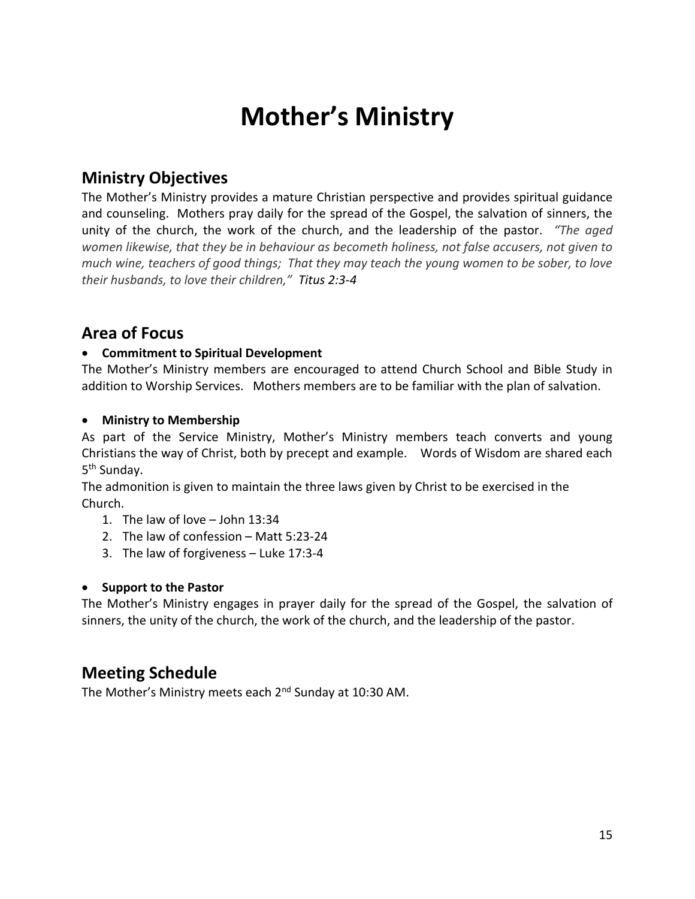# Mother's Ministry

## Ministry Objectives

The Mother's Ministry provides a mature Christian perspective and provides spiritual guidance and counseling. Mothers pray daily for the spread of the Gospel, the salvation of sinners, the unity of the church, the work of the church, and the leadership of the pastor. *"The aged women likewise, that they be in behaviour as becometh holiness, not false accusers, not given to much wine, teachers of good things; That they may teach the young women to be sober, to love their husbands, to love their children," Titus 2:3-4*

## Area of Focus

- **Commitment to Spiritual Development**

The Mother's Ministry members are encouraged to attend Church School and Bible Study in addition to Worship Services. Mothers members are to be familiar with the plan of salvation.

- **Ministry to Membership**

As part of the Service Ministry, Mother's Ministry members teach converts and young Christians the way of Christ, both by precept and example. Words of Wisdom are shared each 5th Sunday.

The admonition is given to maintain the three laws given by Christ to be exercised in the Church.

1. The law of love – John 13:34
2. The law of confession – Matt 5:23-24
3. The law of forgiveness – Luke 17:3-4

- **Support to the Pastor**

The Mother's Ministry engages in prayer daily for the spread of the Gospel, the salvation of sinners, the unity of the church, the work of the church, and the leadership of the pastor.

## Meeting Schedule

The Mother's Ministry meets each 2nd Sunday at 10:30 AM.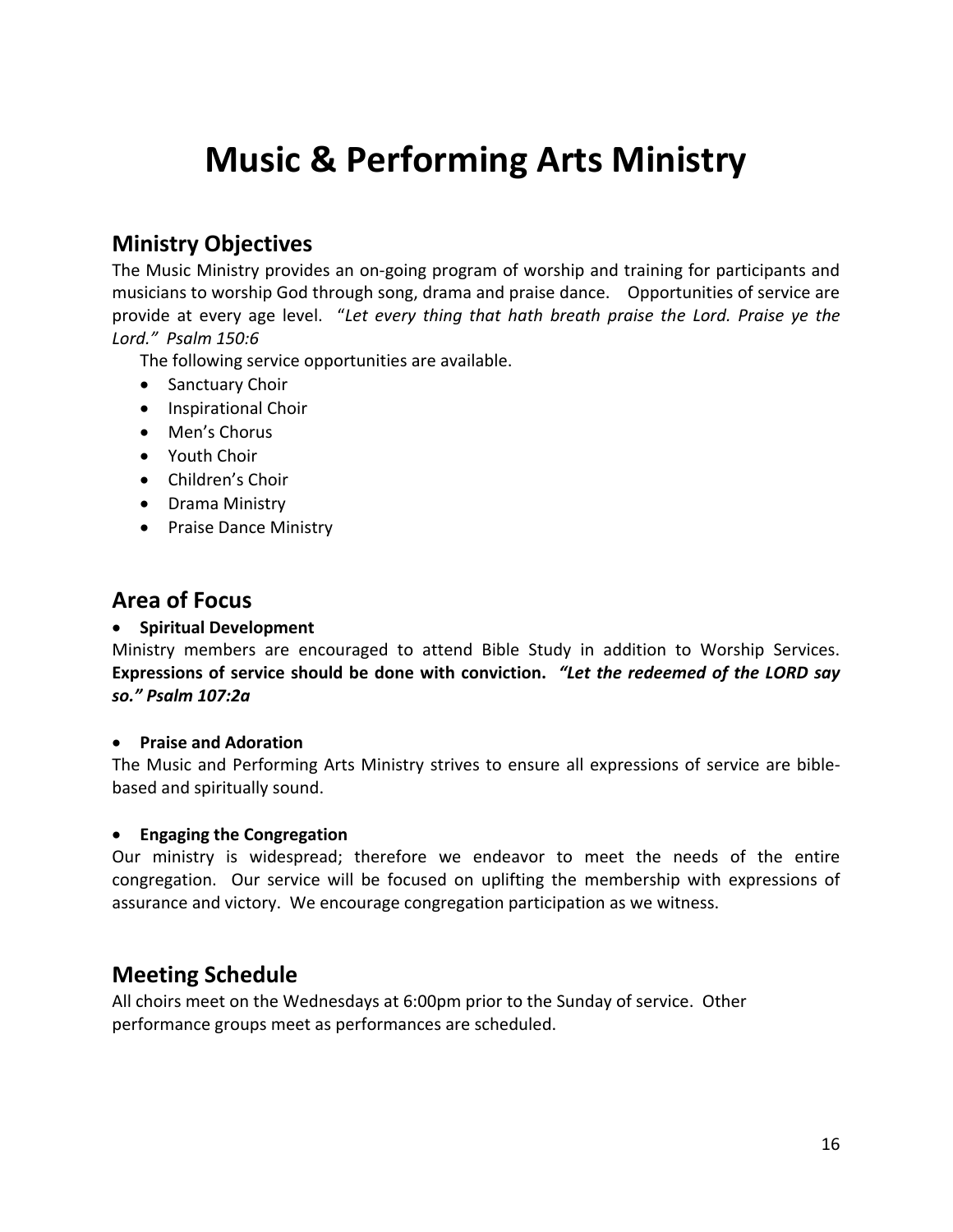# Music & Performing Arts Ministry

## Ministry Objectives

The Music Ministry provides an on-going program of worship and training for participants and musicians to worship God through song, drama and praise dance. Opportunities of service are provide at every age level. "*Let every thing that hath breath praise the Lord. Praise ye the Lord." Psalm 150:6*

The following service opportunities are available.

- Sanctuary Choir
- Inspirational Choir
- Men's Chorus
- Youth Choir
- Children's Choir
- Drama Ministry
- Praise Dance Ministry

## Area of Focus

- **Spiritual Development**

Ministry members are encouraged to attend Bible Study in addition to Worship Services. **Expressions of service should be done with conviction.** ***"Let the redeemed of the LORD say so." Psalm 107:2a***

- **Praise and Adoration**

The Music and Performing Arts Ministry strives to ensure all expressions of service are bible-based and spiritually sound.

- **Engaging the Congregation**

Our ministry is widespread; therefore we endeavor to meet the needs of the entire congregation. Our service will be focused on uplifting the membership with expressions of assurance and victory. We encourage congregation participation as we witness.

## Meeting Schedule

All choirs meet on the Wednesdays at 6:00pm prior to the Sunday of service. Other performance groups meet as performances are scheduled.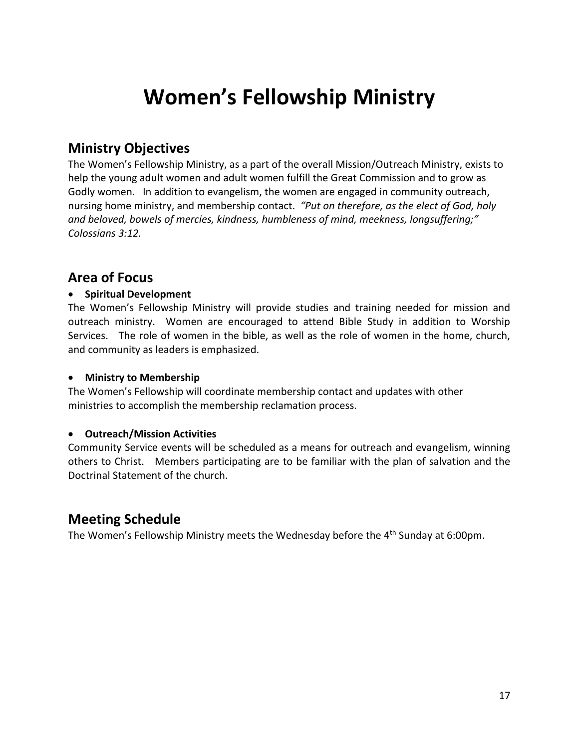# Women's Fellowship Ministry

## Ministry Objectives

The Women's Fellowship Ministry, as a part of the overall Mission/Outreach Ministry, exists to help the young adult women and adult women fulfill the Great Commission and to grow as Godly women. In addition to evangelism, the women are engaged in community outreach, nursing home ministry, and membership contact. *"Put on therefore, as the elect of God, holy and beloved, bowels of mercies, kindness, humbleness of mind, meekness, longsuffering;" Colossians 3:12.*

## Area of Focus

- **Spiritual Development**

The Women's Fellowship Ministry will provide studies and training needed for mission and outreach ministry. Women are encouraged to attend Bible Study in addition to Worship Services. The role of women in the bible, as well as the role of women in the home, church, and community as leaders is emphasized.

- **Ministry to Membership**

The Women's Fellowship will coordinate membership contact and updates with other ministries to accomplish the membership reclamation process.

- **Outreach/Mission Activities**

Community Service events will be scheduled as a means for outreach and evangelism, winning others to Christ. Members participating are to be familiar with the plan of salvation and the Doctrinal Statement of the church.

## Meeting Schedule

The Women's Fellowship Ministry meets the Wednesday before the 4th Sunday at 6:00pm.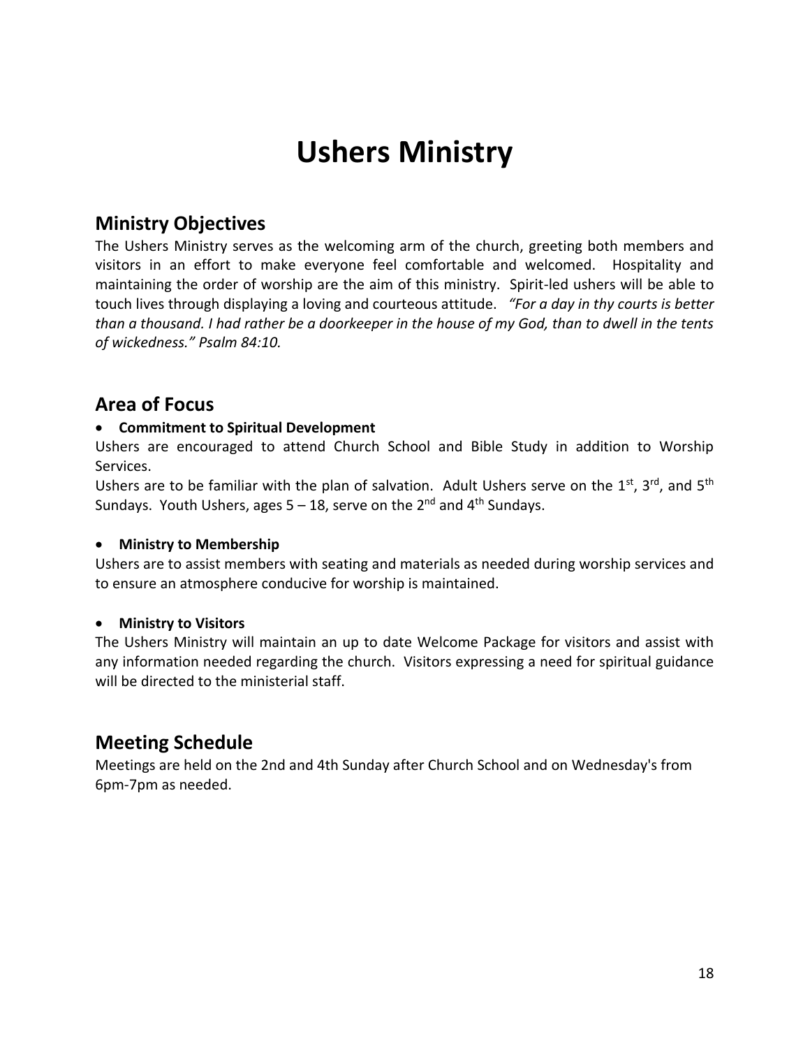# Ushers Ministry

## Ministry Objectives

The Ushers Ministry serves as the welcoming arm of the church, greeting both members and visitors in an effort to make everyone feel comfortable and welcomed. Hospitality and maintaining the order of worship are the aim of this ministry. Spirit-led ushers will be able to touch lives through displaying a loving and courteous attitude. *"For a day in thy courts is better than a thousand. I had rather be a doorkeeper in the house of my God, than to dwell in the tents of wickedness." Psalm 84:10.*

## Area of Focus

- **Commitment to Spiritual Development**

Ushers are encouraged to attend Church School and Bible Study in addition to Worship Services.

Ushers are to be familiar with the plan of salvation. Adult Ushers serve on the 1st, 3rd, and 5th Sundays. Youth Ushers, ages 5 – 18, serve on the 2nd and 4th Sundays.

- **Ministry to Membership**

Ushers are to assist members with seating and materials as needed during worship services and to ensure an atmosphere conducive for worship is maintained.

- **Ministry to Visitors**

The Ushers Ministry will maintain an up to date Welcome Package for visitors and assist with any information needed regarding the church. Visitors expressing a need for spiritual guidance will be directed to the ministerial staff.

## Meeting Schedule

Meetings are held on the 2nd and 4th Sunday after Church School and on Wednesday's from 6pm-7pm as needed.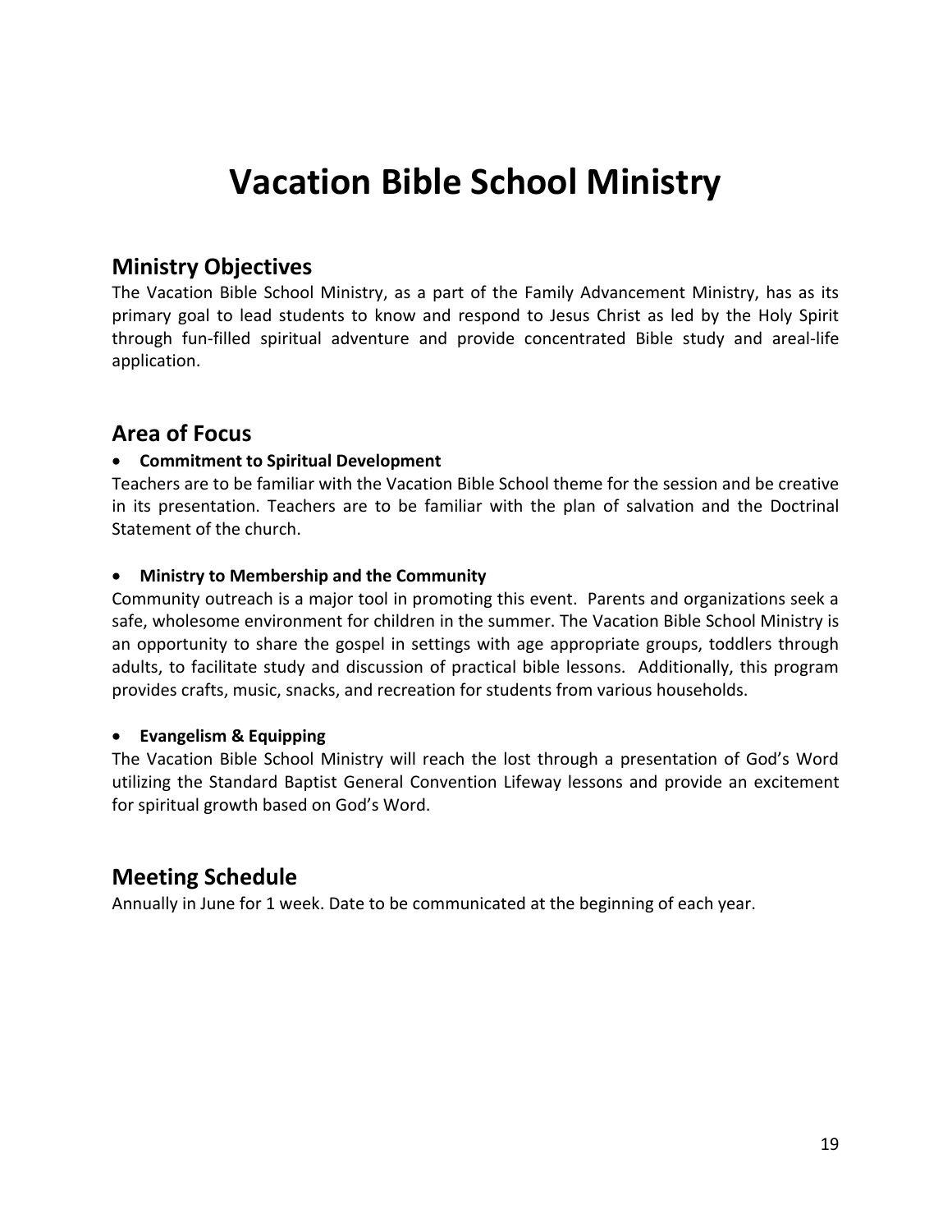# Vacation Bible School Ministry

## Ministry Objectives

The Vacation Bible School Ministry, as a part of the Family Advancement Ministry, has as its primary goal to lead students to know and respond to Jesus Christ as led by the Holy Spirit through fun-filled spiritual adventure and provide concentrated Bible study and areal-life application.

## Area of Focus

- **Commitment to Spiritual Development**

Teachers are to be familiar with the Vacation Bible School theme for the session and be creative in its presentation. Teachers are to be familiar with the plan of salvation and the Doctrinal Statement of the church.

- **Ministry to Membership and the Community**

Community outreach is a major tool in promoting this event. Parents and organizations seek a safe, wholesome environment for children in the summer. The Vacation Bible School Ministry is an opportunity to share the gospel in settings with age appropriate groups, toddlers through adults, to facilitate study and discussion of practical bible lessons. Additionally, this program provides crafts, music, snacks, and recreation for students from various households.

- **Evangelism & Equipping**

The Vacation Bible School Ministry will reach the lost through a presentation of God's Word utilizing the Standard Baptist General Convention Lifeway lessons and provide an excitement for spiritual growth based on God's Word.

## Meeting Schedule

Annually in June for 1 week. Date to be communicated at the beginning of each year.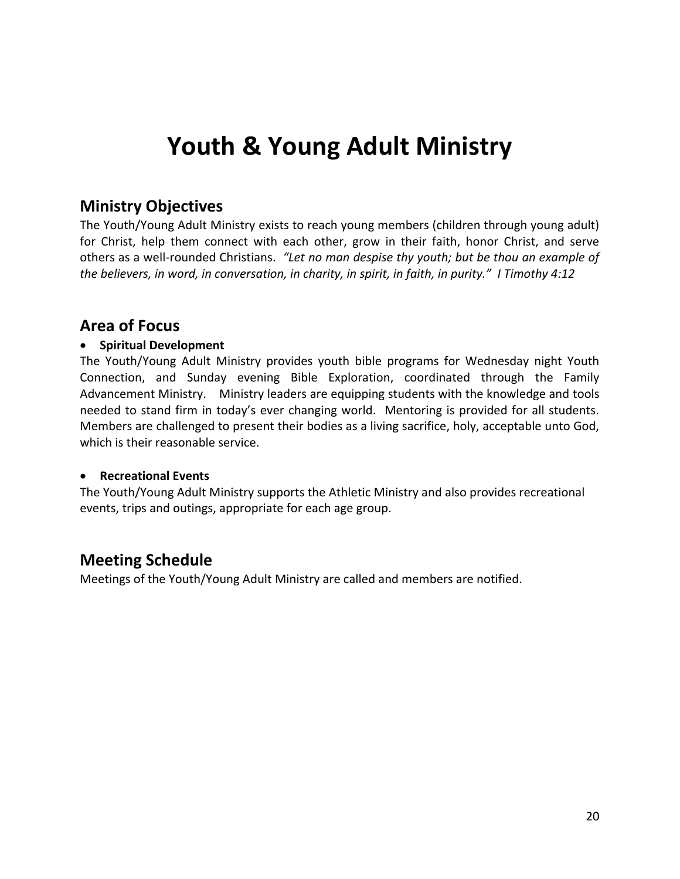# Youth & Young Adult Ministry

## Ministry Objectives

The Youth/Young Adult Ministry exists to reach young members (children through young adult) for Christ, help them connect with each other, grow in their faith, honor Christ, and serve others as a well-rounded Christians. *"Let no man despise thy youth; but be thou an example of the believers, in word, in conversation, in charity, in spirit, in faith, in purity." I Timothy 4:12*

## Area of Focus

- **Spiritual Development**

The Youth/Young Adult Ministry provides youth bible programs for Wednesday night Youth Connection, and Sunday evening Bible Exploration, coordinated through the Family Advancement Ministry. Ministry leaders are equipping students with the knowledge and tools needed to stand firm in today's ever changing world. Mentoring is provided for all students. Members are challenged to present their bodies as a living sacrifice, holy, acceptable unto God, which is their reasonable service.

- **Recreational Events**

The Youth/Young Adult Ministry supports the Athletic Ministry and also provides recreational events, trips and outings, appropriate for each age group.

## Meeting Schedule

Meetings of the Youth/Young Adult Ministry are called and members are notified.